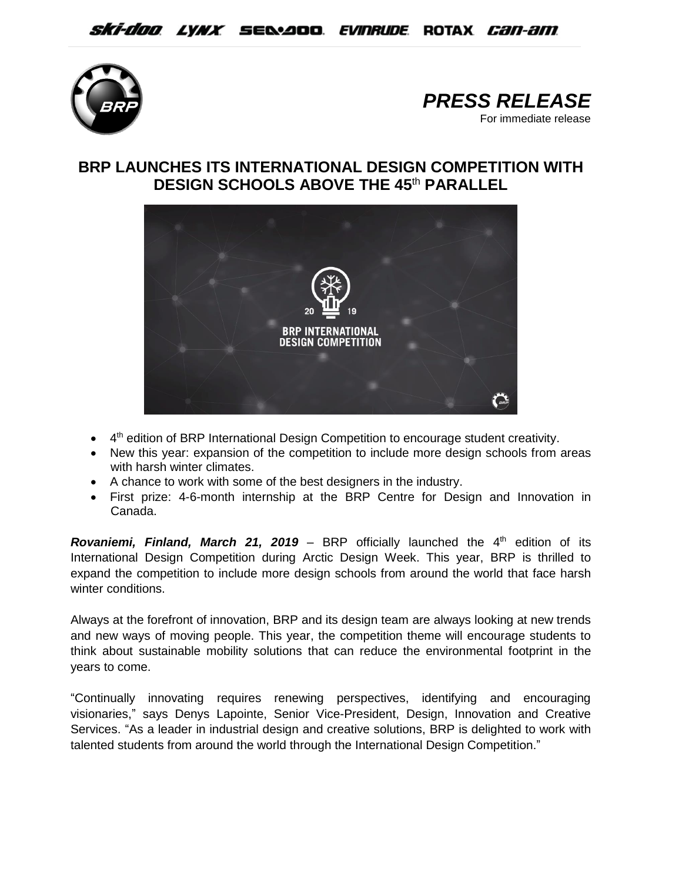*PRESS RELEASE*

For immediate release

# BRP LAUNCHES ITS INTERNATIONAL DESIGN COMPETITION WITH DESIGN SCHOOLS ABOVE THE 45th PARALLEL

- 4th edition of BRP International Design Competition to encourage student creativity.
- New this year: expansion of the competition to include more design schools from areas with harsh winter climates.
- A chance to work with some of the best designers in the industry.
- First prize: 4-6-month internship at the BRP Centre for Design and Innovation in Canada.

***Rovaniemi, Finland, March 21, 2019*** – BRP officially launched the 4th edition of its International Design Competition during Arctic Design Week. This year, BRP is thrilled to expand the competition to include more design schools from around the world that face harsh winter conditions.

Always at the forefront of innovation, BRP and its design team are always looking at new trends and new ways of moving people. This year, the competition theme will encourage students to think about sustainable mobility solutions that can reduce the environmental footprint in the years to come.

"Continually innovating requires renewing perspectives, identifying and encouraging visionaries," says Denys Lapointe, Senior Vice-President, Design, Innovation and Creative Services. "As a leader in industrial design and creative solutions, BRP is delighted to work with talented students from around the world through the International Design Competition."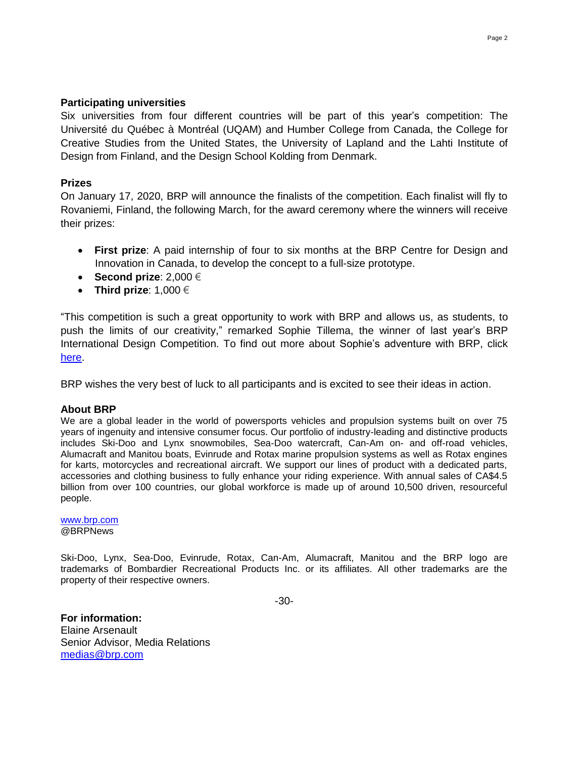## Participating universities

Six universities from four different countries will be part of this year's competition: The Université du Québec à Montréal (UQAM) and Humber College from Canada, the College for Creative Studies from the United States, the University of Lapland and the Lahti Institute of Design from Finland, and the Design School Kolding from Denmark.

## Prizes

On January 17, 2020, BRP will announce the finalists of the competition. Each finalist will fly to Rovaniemi, Finland, the following March, for the award ceremony where the winners will receive their prizes:

- **First prize**: A paid internship of four to six months at the BRP Centre for Design and Innovation in Canada, to develop the concept to a full-size prototype.
- **Second prize**: 2,000 €
- **Third prize**: 1,000 €

"This competition is such a great opportunity to work with BRP and allows us, as students, to push the limits of our creativity," remarked Sophie Tillema, the winner of last year's BRP International Design Competition. To find out more about Sophie's adventure with BRP, click here.

BRP wishes the very best of luck to all participants and is excited to see their ideas in action.

## About BRP

We are a global leader in the world of powersports vehicles and propulsion systems built on over 75 years of ingenuity and intensive consumer focus. Our portfolio of industry-leading and distinctive products includes Ski-Doo and Lynx snowmobiles, Sea-Doo watercraft, Can-Am on- and off-road vehicles, Alumacraft and Manitou boats, Evinrude and Rotax marine propulsion systems as well as Rotax engines for karts, motorcycles and recreational aircraft. We support our lines of product with a dedicated parts, accessories and clothing business to fully enhance your riding experience. With annual sales of CA$4.5 billion from over 100 countries, our global workforce is made up of around 10,500 driven, resourceful people.

www.brp.com
@BRPNews

Ski-Doo, Lynx, Sea-Doo, Evinrude, Rotax, Can-Am, Alumacraft, Manitou and the BRP logo are trademarks of Bombardier Recreational Products Inc. or its affiliates. All other trademarks are the property of their respective owners.

-30-

**For information:**
Elaine Arsenault
Senior Advisor, Media Relations
medias@brp.com